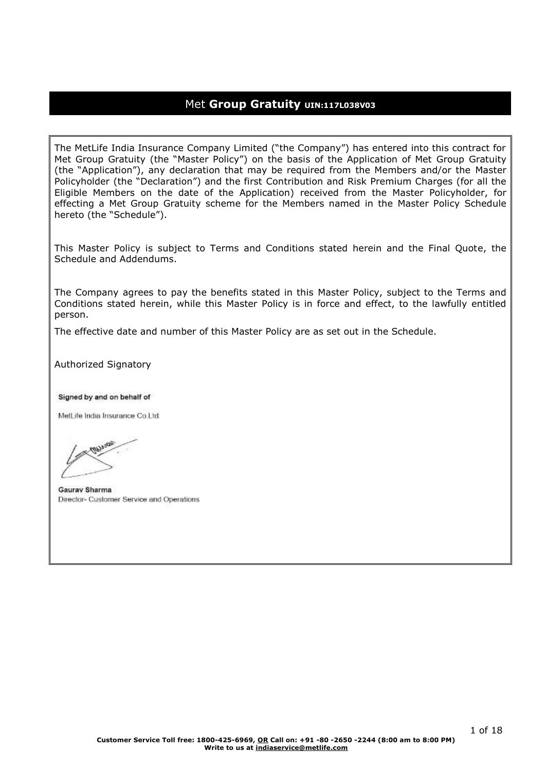# Met **Group Gratuity** UIN:117L038V03

The MetLife India Insurance Company Limited ("the Company") has entered into this contract for Met Group Gratuity (the "Master Policy") on the basis of the Application of Met Group Gratuity (the "Application"), any declaration that may be required from the Members and/or the Master Policyholder (the "Declaration") and the first Contribution and Risk Premium Charges (for all the Eligible Members on the date of the Application) received from the Master Policyholder, for effecting a Met Group Gratuity scheme for the Members named in the Master Policy Schedule hereto (the "Schedule").

This Master Policy is subject to Terms and Conditions stated herein and the Final Quote, the Schedule and Addendums.

The Company agrees to pay the benefits stated in this Master Policy, subject to the Terms and Conditions stated herein, while this Master Policy is in force and effect, to the lawfully entitled person.

The effective date and number of this Master Policy are as set out in the Schedule.

Authorized Signatory

**Signed by and on behalf of**

MetLife India Insurance Co.Ltd.

**Gaurav Sharma**
Director- Customer Service and Operations

**Customer Service Toll free: 1800-425-6969, OR Call on: +91 -80 -2650 -2244 (8:00 am to 8:00 PM)**
**Write to us at indiaservice@metlife.com**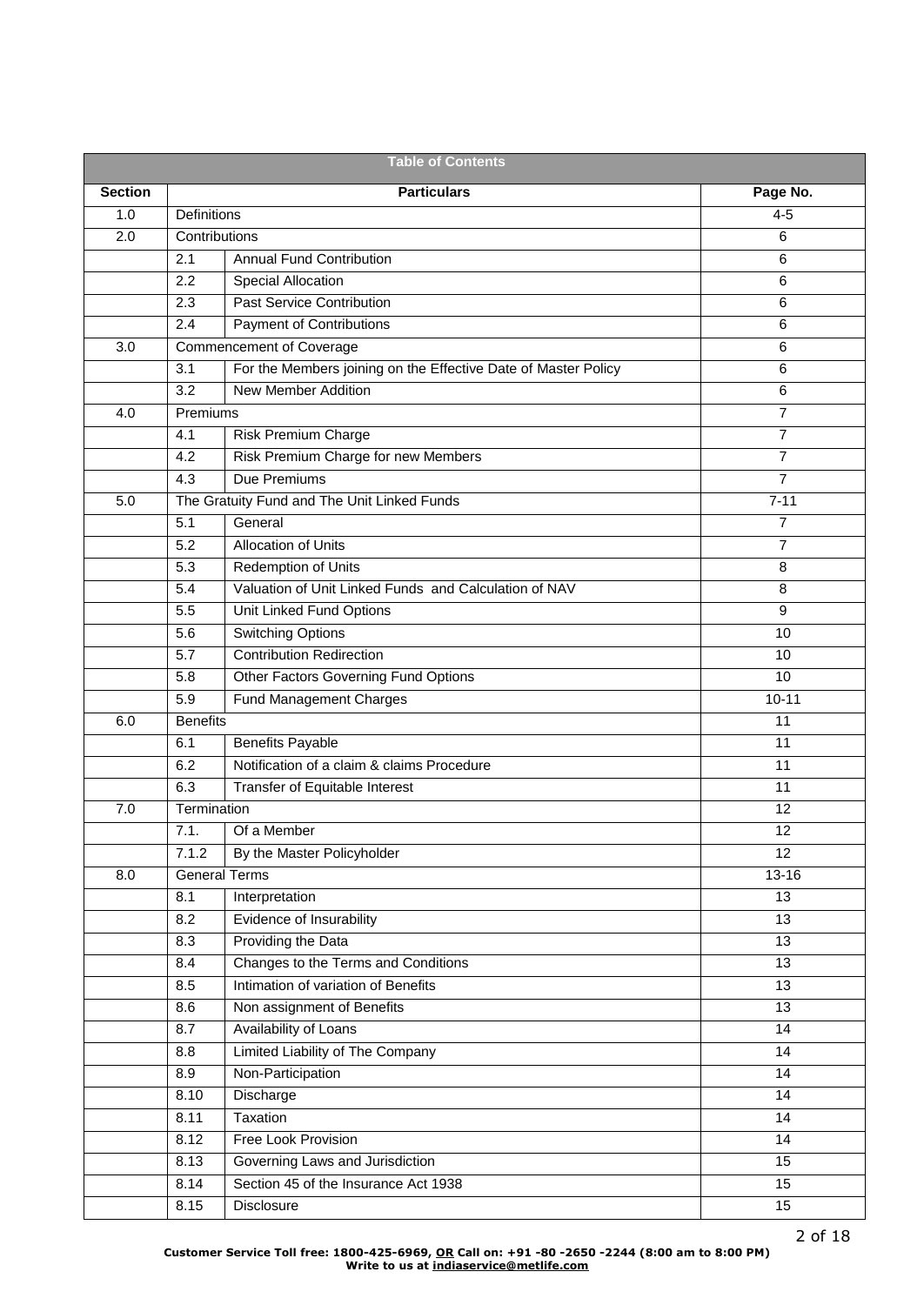| Table of Contents | | | |
|---|---|---|---|
| **Section** | **Particulars** | | **Page No.** |
| 1.0 | Definitions | | 4-5 |
| 2.0 | Contributions | | 6 |
| | 2.1 | Annual Fund Contribution | 6 |
| | 2.2 | Special Allocation | 6 |
| | 2.3 | Past Service Contribution | 6 |
| | 2.4 | Payment of Contributions | 6 |
| 3.0 | Commencement of Coverage | | 6 |
| | 3.1 | For the Members joining on the Effective Date of Master Policy | 6 |
| | 3.2 | New Member Addition | 6 |
| 4.0 | Premiums | | 7 |
| | 4.1 | Risk Premium Charge | 7 |
| | 4.2 | Risk Premium Charge for new Members | 7 |
| | 4.3 | Due Premiums | 7 |
| 5.0 | The Gratuity Fund and The Unit Linked Funds | | 7-11 |
| | 5.1 | General | 7 |
| | 5.2 | Allocation of Units | 7 |
| | 5.3 | Redemption of Units | 8 |
| | 5.4 | Valuation of Unit Linked Funds and Calculation of NAV | 8 |
| | 5.5 | Unit Linked Fund Options | 9 |
| | 5.6 | Switching Options | 10 |
| | 5.7 | Contribution Redirection | 10 |
| | 5.8 | Other Factors Governing Fund Options | 10 |
| | 5.9 | Fund Management Charges | 10-11 |
| 6.0 | Benefits | | 11 |
| | 6.1 | Benefits Payable | 11 |
| | 6.2 | Notification of a claim & claims Procedure | 11 |
| | 6.3 | Transfer of Equitable Interest | 11 |
| 7.0 | Termination | | 12 |
| | 7.1. | Of a Member | 12 |
| | 7.1.2 | By the Master Policyholder | 12 |
| 8.0 | General Terms | | 13-16 |
| | 8.1 | Interpretation | 13 |
| | 8.2 | Evidence of Insurability | 13 |
| | 8.3 | Providing the Data | 13 |
| | 8.4 | Changes to the Terms and Conditions | 13 |
| | 8.5 | Intimation of variation of Benefits | 13 |
| | 8.6 | Non assignment of Benefits | 13 |
| | 8.7 | Availability of Loans | 14 |
| | 8.8 | Limited Liability of The Company | 14 |
| | 8.9 | Non-Participation | 14 |
| | 8.10 | Discharge | 14 |
| | 8.11 | Taxation | 14 |
| | 8.12 | Free Look Provision | 14 |
| | 8.13 | Governing Laws and Jurisdiction | 15 |
| | 8.14 | Section 45 of the Insurance Act 1938 | 15 |
| | 8.15 | Disclosure | 15 |

**Customer Service Toll free: 1800-425-6969, OR Call on: +91 -80 -2650 -2244 (8:00 am to 8:00 PM)**
**Write to us at indiaservice@metlife.com**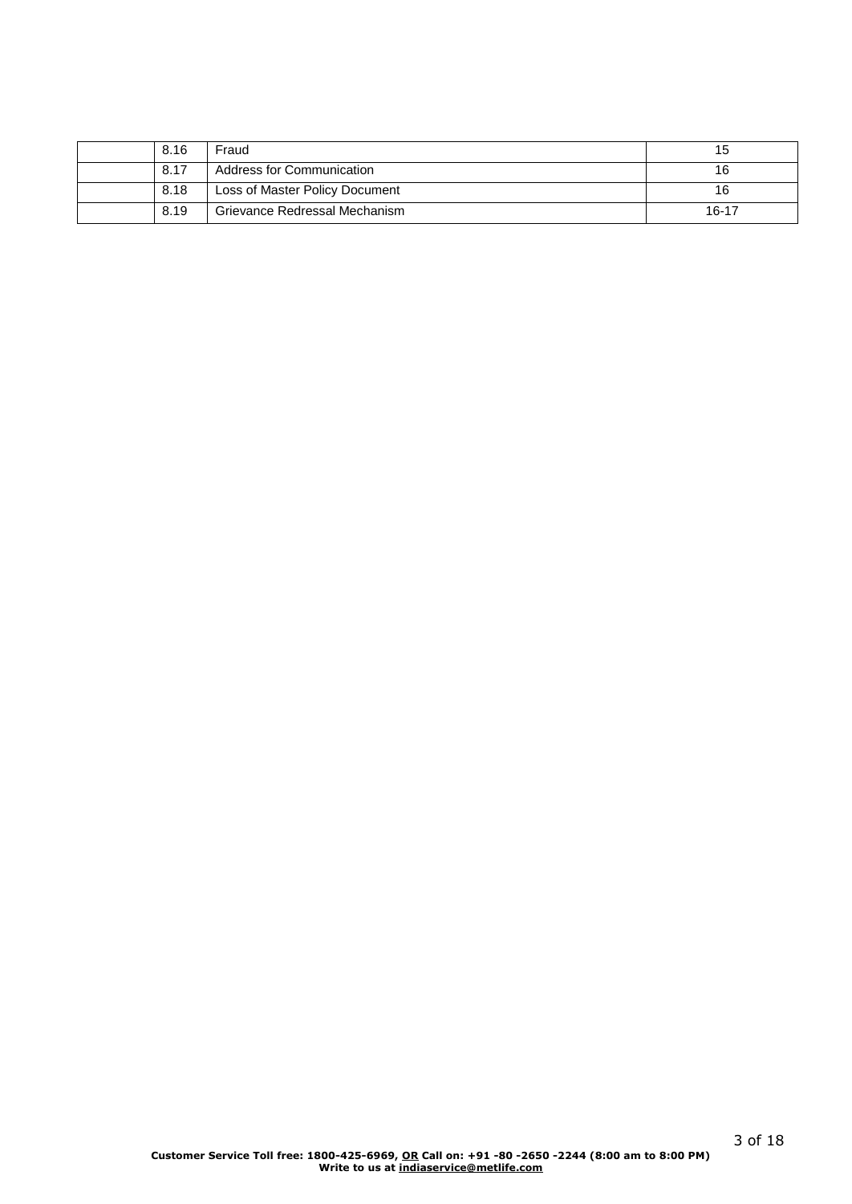| | | | |
|---|---|---|---|
| | 8.16 | Fraud | 15 |
| | 8.17 | Address for Communication | 16 |
| | 8.18 | Loss of Master Policy Document | 16 |
| | 8.19 | Grievance Redressal Mechanism | 16-17 |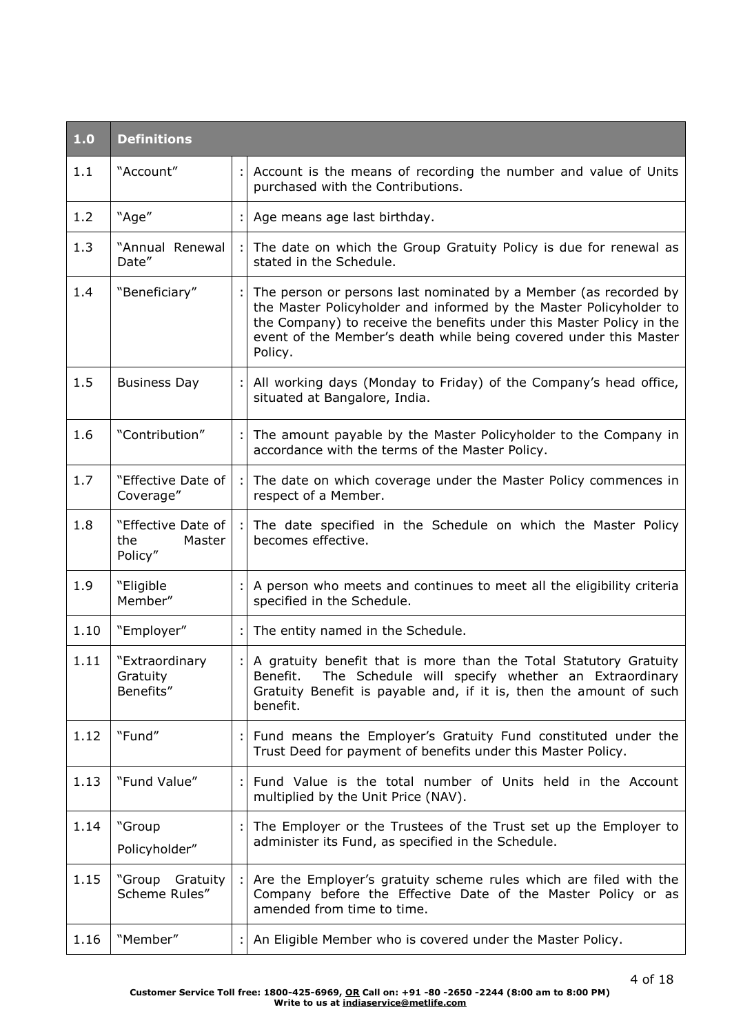| 1.0 | Definitions | | |
|---|---|---|---|
| 1.1 | "Account" | : | Account is the means of recording the number and value of Units purchased with the Contributions. |
| 1.2 | "Age" | : | Age means age last birthday. |
| 1.3 | "Annual Renewal Date" | : | The date on which the Group Gratuity Policy is due for renewal as stated in the Schedule. |
| 1.4 | "Beneficiary" | : | The person or persons last nominated by a Member (as recorded by the Master Policyholder and informed by the Master Policyholder to the Company) to receive the benefits under this Master Policy in the event of the Member's death while being covered under this Master Policy. |
| 1.5 | Business Day | : | All working days (Monday to Friday) of the Company's head office, situated at Bangalore, India. |
| 1.6 | "Contribution" | : | The amount payable by the Master Policyholder to the Company in accordance with the terms of the Master Policy. |
| 1.7 | "Effective Date of Coverage" | : | The date on which coverage under the Master Policy commences in respect of a Member. |
| 1.8 | "Effective Date of the Master Policy" | : | The date specified in the Schedule on which the Master Policy becomes effective. |
| 1.9 | "Eligible Member" | : | A person who meets and continues to meet all the eligibility criteria specified in the Schedule. |
| 1.10 | "Employer" | : | The entity named in the Schedule. |
| 1.11 | "Extraordinary Gratuity Benefits" | : | A gratuity benefit that is more than the Total Statutory Gratuity Benefit. The Schedule will specify whether an Extraordinary Gratuity Benefit is payable and, if it is, then the amount of such benefit. |
| 1.12 | "Fund" | : | Fund means the Employer's Gratuity Fund constituted under the Trust Deed for payment of benefits under this Master Policy. |
| 1.13 | "Fund Value" | : | Fund Value is the total number of Units held in the Account multiplied by the Unit Price (NAV). |
| 1.14 | "Group Policyholder" | : | The Employer or the Trustees of the Trust set up the Employer to administer its Fund, as specified in the Schedule. |
| 1.15 | "Group Gratuity Scheme Rules" | : | Are the Employer's gratuity scheme rules which are filed with the Company before the Effective Date of the Master Policy or as amended from time to time. |
| 1.16 | "Member" | : | An Eligible Member who is covered under the Master Policy. |

**Customer Service Toll free: 1800-425-6969, OR Call on: +91 -80 -2650 -2244 (8:00 am to 8:00 PM)**
**Write to us at indiaservice@metlife.com**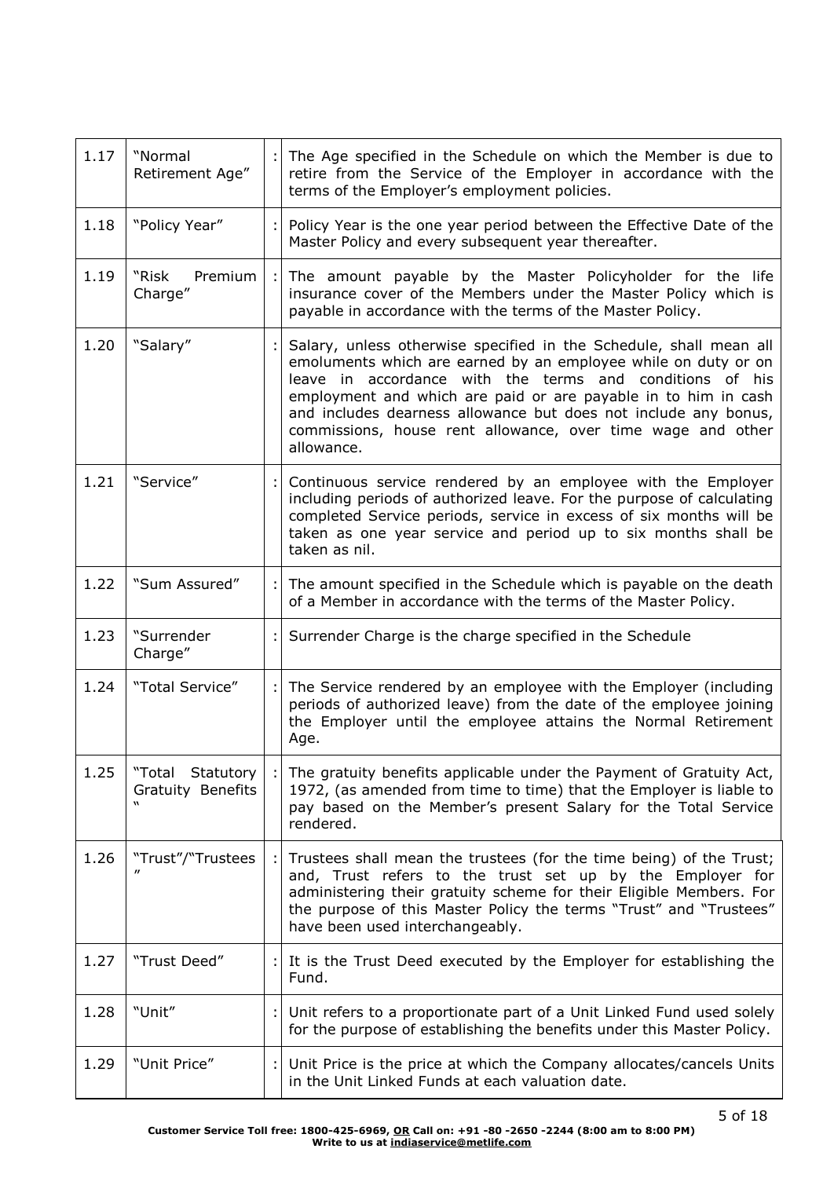| | | | |
|---|---|---|---|
| 1.17 | "Normal Retirement Age" | : | The Age specified in the Schedule on which the Member is due to retire from the Service of the Employer in accordance with the terms of the Employer's employment policies. |
| 1.18 | "Policy Year" | : | Policy Year is the one year period between the Effective Date of the Master Policy and every subsequent year thereafter. |
| 1.19 | "Risk Premium Charge" | : | The amount payable by the Master Policyholder for the life insurance cover of the Members under the Master Policy which is payable in accordance with the terms of the Master Policy. |
| 1.20 | "Salary" | : | Salary, unless otherwise specified in the Schedule, shall mean all emoluments which are earned by an employee while on duty or on leave in accordance with the terms and conditions of his employment and which are paid or are payable in to him in cash and includes dearness allowance but does not include any bonus, commissions, house rent allowance, over time wage and other allowance. |
| 1.21 | "Service" | : | Continuous service rendered by an employee with the Employer including periods of authorized leave. For the purpose of calculating completed Service periods, service in excess of six months will be taken as one year service and period up to six months shall be taken as nil. |
| 1.22 | "Sum Assured" | : | The amount specified in the Schedule which is payable on the death of a Member in accordance with the terms of the Master Policy. |
| 1.23 | "Surrender Charge" | : | Surrender Charge is the charge specified in the Schedule |
| 1.24 | "Total Service" | : | The Service rendered by an employee with the Employer (including periods of authorized leave) from the date of the employee joining the Employer until the employee attains the Normal Retirement Age. |
| 1.25 | "Total Statutory Gratuity Benefits" | : | The gratuity benefits applicable under the Payment of Gratuity Act, 1972, (as amended from time to time) that the Employer is liable to pay based on the Member's present Salary for the Total Service rendered. |
| 1.26 | "Trust"/"Trustees" | : | Trustees shall mean the trustees (for the time being) of the Trust; and, Trust refers to the trust set up by the Employer for administering their gratuity scheme for their Eligible Members. For the purpose of this Master Policy the terms "Trust" and "Trustees" have been used interchangeably. |
| 1.27 | "Trust Deed" | : | It is the Trust Deed executed by the Employer for establishing the Fund. |
| 1.28 | "Unit" | : | Unit refers to a proportionate part of a Unit Linked Fund used solely for the purpose of establishing the benefits under this Master Policy. |
| 1.29 | "Unit Price" | : | Unit Price is the price at which the Company allocates/cancels Units in the Unit Linked Funds at each valuation date. |

**Customer Service Toll free: 1800-425-6969, OR Call on: +91 -80 -2650 -2244 (8:00 am to 8:00 PM)**
**Write to us at indiaservice@metlife.com**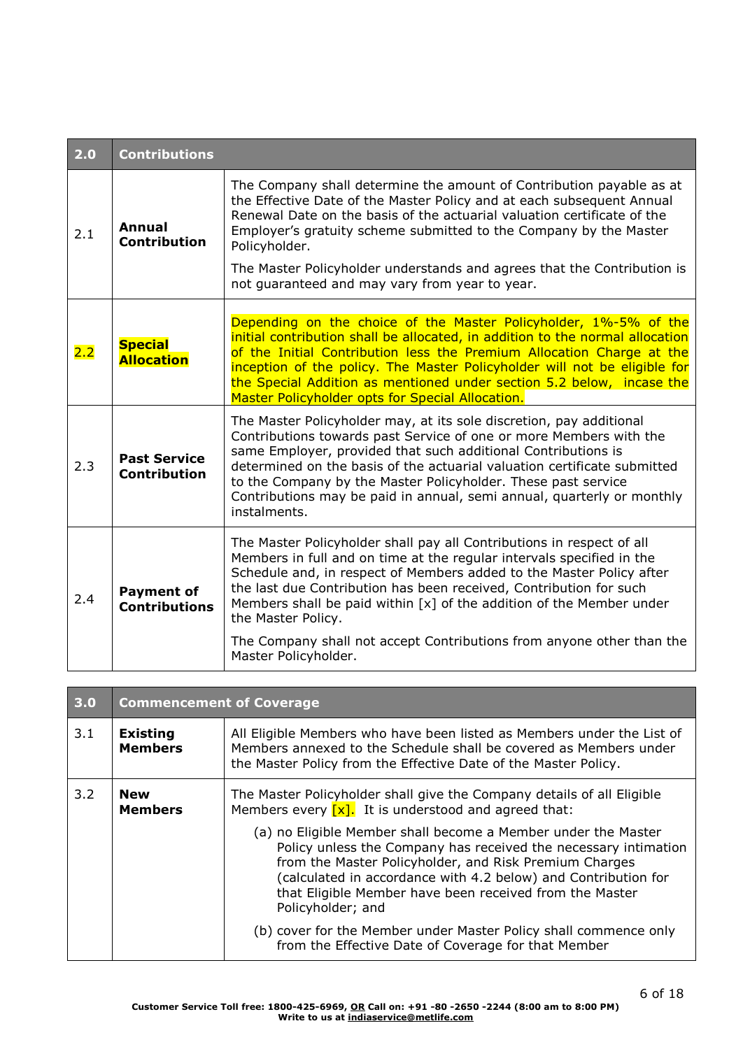| 2.0 | Contributions | |
|---|---|---|
| 2.1 | **Annual Contribution** | The Company shall determine the amount of Contribution payable as at the Effective Date of the Master Policy and at each subsequent Annual Renewal Date on the basis of the actuarial valuation certificate of the Employer's gratuity scheme submitted to the Company by the Master Policyholder.<br><br>The Master Policyholder understands and agrees that the Contribution is not guaranteed and may vary from year to year. |
| 2.2 | **Special Allocation** | Depending on the choice of the Master Policyholder, 1%-5% of the initial contribution shall be allocated, in addition to the normal allocation of the Initial Contribution less the Premium Allocation Charge at the inception of the policy. The Master Policyholder will not be eligible for the Special Addition as mentioned under section 5.2 below, incase the Master Policyholder opts for Special Allocation. |
| 2.3 | **Past Service Contribution** | The Master Policyholder may, at its sole discretion, pay additional Contributions towards past Service of one or more Members with the same Employer, provided that such additional Contributions is determined on the basis of the actuarial valuation certificate submitted to the Company by the Master Policyholder. These past service Contributions may be paid in annual, semi annual, quarterly or monthly instalments. |
| 2.4 | **Payment of Contributions** | The Master Policyholder shall pay all Contributions in respect of all Members in full and on time at the regular intervals specified in the Schedule and, in respect of Members added to the Master Policy after the last due Contribution has been received, Contribution for such Members shall be paid within [x] of the addition of the Member under the Master Policy.<br><br>The Company shall not accept Contributions from anyone other than the Master Policyholder. |

| 3.0 | Commencement of Coverage | |
|---|---|---|
| 3.1 | **Existing Members** | All Eligible Members who have been listed as Members under the List of Members annexed to the Schedule shall be covered as Members under the Master Policy from the Effective Date of the Master Policy. |
| 3.2 | **New Members** | The Master Policyholder shall give the Company details of all Eligible Members every [x]. It is understood and agreed that:<br><br>(a) no Eligible Member shall become a Member under the Master Policy unless the Company has received the necessary intimation from the Master Policyholder, and Risk Premium Charges (calculated in accordance with 4.2 below) and Contribution for that Eligible Member have been received from the Master Policyholder; and<br><br>(b) cover for the Member under Master Policy shall commence only from the Effective Date of Coverage for that Member |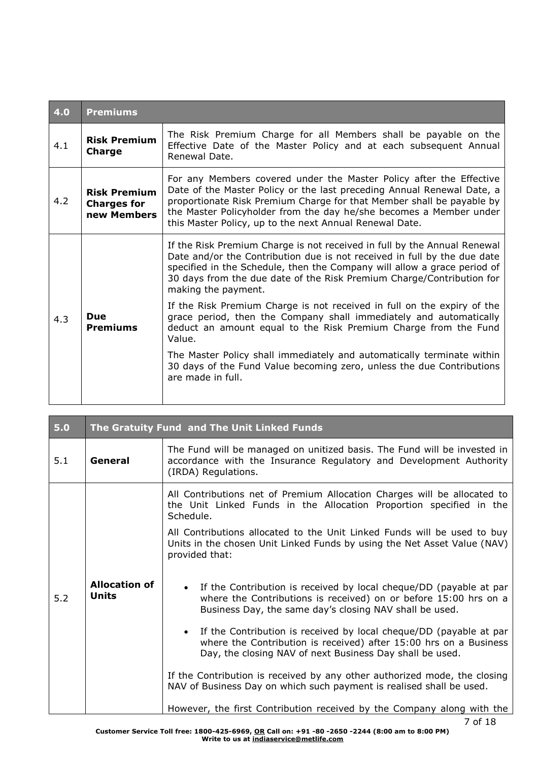| 4.0 | Premiums | |
|---|---|---|
| 4.1 | **Risk Premium Charge** | The Risk Premium Charge for all Members shall be payable on the Effective Date of the Master Policy and at each subsequent Annual Renewal Date. |
| 4.2 | **Risk Premium Charges for new Members** | For any Members covered under the Master Policy after the Effective Date of the Master Policy or the last preceding Annual Renewal Date, a proportionate Risk Premium Charge for that Member shall be payable by the Master Policyholder from the day he/she becomes a Member under this Master Policy, up to the next Annual Renewal Date. |
| 4.3 | **Due Premiums** | If the Risk Premium Charge is not received in full by the Annual Renewal Date and/or the Contribution due is not received in full by the due date specified in the Schedule, then the Company will allow a grace period of 30 days from the due date of the Risk Premium Charge/Contribution for making the payment.<br><br>If the Risk Premium Charge is not received in full on the expiry of the grace period, then the Company shall immediately and automatically deduct an amount equal to the Risk Premium Charge from the Fund Value.<br><br>The Master Policy shall immediately and automatically terminate within 30 days of the Fund Value becoming zero, unless the due Contributions are made in full. |

| 5.0 | The Gratuity Fund and The Unit Linked Funds | |
|---|---|---|
| 5.1 | **General** | The Fund will be managed on unitized basis. The Fund will be invested in accordance with the Insurance Regulatory and Development Authority (IRDA) Regulations. |
| 5.2 | **Allocation of Units** | All Contributions net of Premium Allocation Charges will be allocated to the Unit Linked Funds in the Allocation Proportion specified in the Schedule.<br><br>All Contributions allocated to the Unit Linked Funds will be used to buy Units in the chosen Unit Linked Funds by using the Net Asset Value (NAV) provided that:<br><br>• If the Contribution is received by local cheque/DD (payable at par where the Contributions is received) on or before 15:00 hrs on a Business Day, the same day's closing NAV shall be used.<br><br>• If the Contribution is received by local cheque/DD (payable at par where the Contribution is received) after 15:00 hrs on a Business Day, the closing NAV of next Business Day shall be used.<br><br>If the Contribution is received by any other authorized mode, the closing NAV of Business Day on which such payment is realised shall be used.<br><br>However, the first Contribution received by the Company along with the |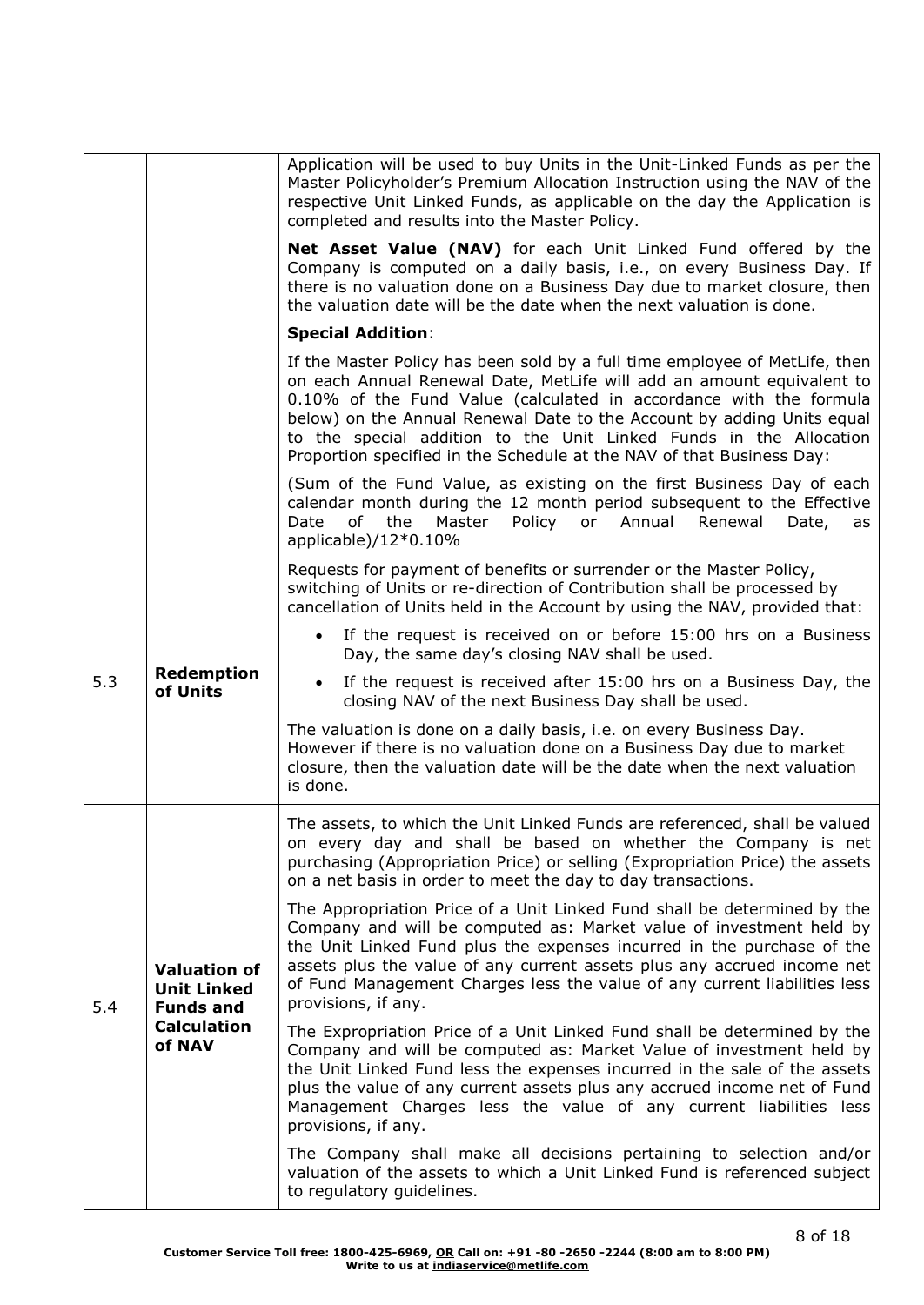| | | |
|---|---|---|
| | | Application will be used to buy Units in the Unit-Linked Funds as per the Master Policyholder's Premium Allocation Instruction using the NAV of the respective Unit Linked Funds, as applicable on the day the Application is completed and results into the Master Policy.<br><br>**Net Asset Value (NAV)** for each Unit Linked Fund offered by the Company is computed on a daily basis, i.e., on every Business Day. If there is no valuation done on a Business Day due to market closure, then the valuation date will be the date when the next valuation is done.<br><br>**Special Addition**:<br><br>If the Master Policy has been sold by a full time employee of MetLife, then on each Annual Renewal Date, MetLife will add an amount equivalent to 0.10% of the Fund Value (calculated in accordance with the formula below) on the Annual Renewal Date to the Account by adding Units equal to the special addition to the Unit Linked Funds in the Allocation Proportion specified in the Schedule at the NAV of that Business Day:<br><br>(Sum of the Fund Value, as existing on the first Business Day of each calendar month during the 12 month period subsequent to the Effective Date of the Master Policy or Annual Renewal Date, as applicable)/12*0.10% |
| 5.3 | **Redemption of Units** | Requests for payment of benefits or surrender or the Master Policy, switching of Units or re-direction of Contribution shall be processed by cancellation of Units held in the Account by using the NAV, provided that:<br><br>• If the request is received on or before 15:00 hrs on a Business Day, the same day's closing NAV shall be used.<br>• If the request is received after 15:00 hrs on a Business Day, the closing NAV of the next Business Day shall be used.<br><br>The valuation is done on a daily basis, i.e. on every Business Day. However if there is no valuation done on a Business Day due to market closure, then the valuation date will be the date when the next valuation is done. |
| 5.4 | **Valuation of Unit Linked Funds and Calculation of NAV** | The assets, to which the Unit Linked Funds are referenced, shall be valued on every day and shall be based on whether the Company is net purchasing (Appropriation Price) or selling (Expropriation Price) the assets on a net basis in order to meet the day to day transactions.<br><br>The Appropriation Price of a Unit Linked Fund shall be determined by the Company and will be computed as: Market value of investment held by the Unit Linked Fund plus the expenses incurred in the purchase of the assets plus the value of any current assets plus any accrued income net of Fund Management Charges less the value of any current liabilities less provisions, if any.<br><br>The Expropriation Price of a Unit Linked Fund shall be determined by the Company and will be computed as: Market Value of investment held by the Unit Linked Fund less the expenses incurred in the sale of the assets plus the value of any current assets plus any accrued income net of Fund Management Charges less the value of any current liabilities less provisions, if any.<br><br>The Company shall make all decisions pertaining to selection and/or valuation of the assets to which a Unit Linked Fund is referenced subject to regulatory guidelines. |

Customer Service Toll free: 1800-425-6969, OR Call on: +91 -80 -2650 -2244 (8:00 am to 8:00 PM)
Write to us at indiaservice@metlife.com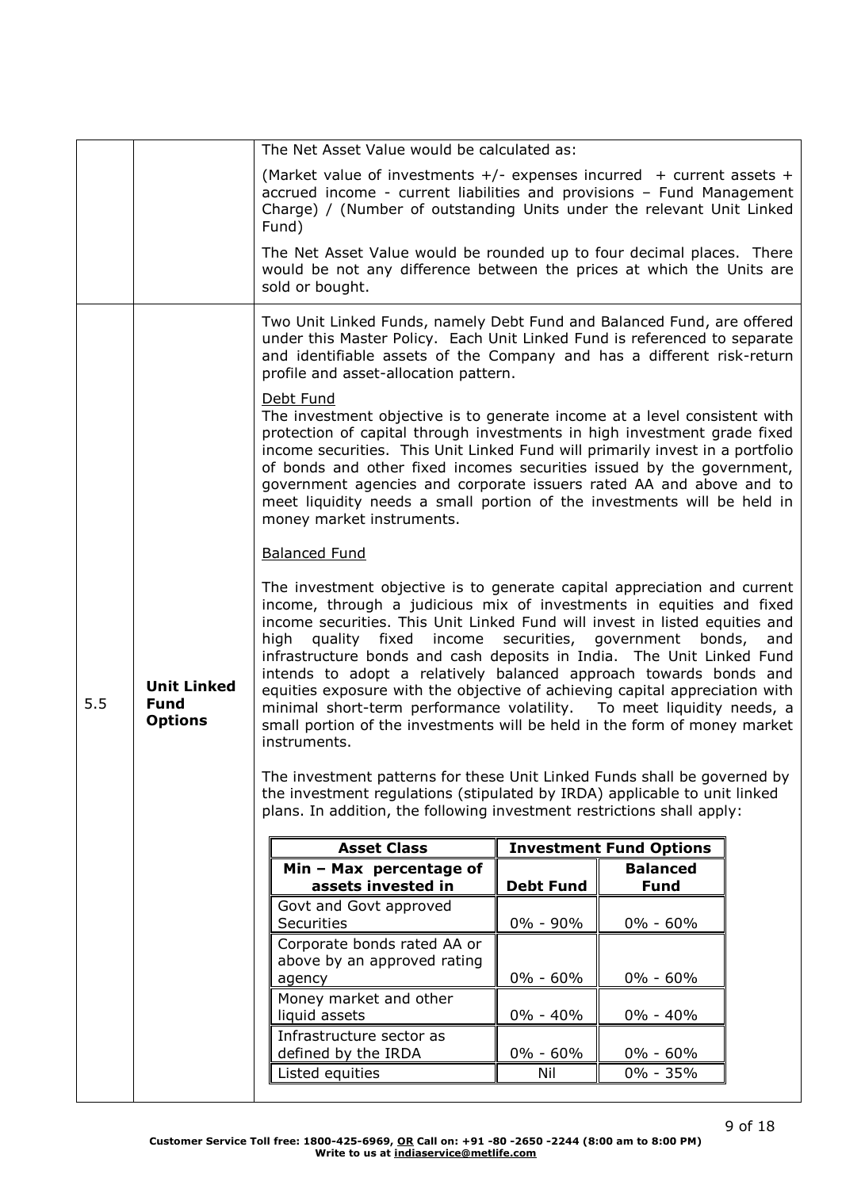The Net Asset Value would be calculated as:

(Market value of investments +/- expenses incurred + current assets + accrued income - current liabilities and provisions – Fund Management Charge) / (Number of outstanding Units under the relevant Unit Linked Fund)

The Net Asset Value would be rounded up to four decimal places. There would be not any difference between the prices at which the Units are sold or bought.

## 5.5 Unit Linked Fund Options

Two Unit Linked Funds, namely Debt Fund and Balanced Fund, are offered under this Master Policy. Each Unit Linked Fund is referenced to separate and identifiable assets of the Company and has a different risk-return profile and asset-allocation pattern.

Debt Fund

The investment objective is to generate income at a level consistent with protection of capital through investments in high investment grade fixed income securities. This Unit Linked Fund will primarily invest in a portfolio of bonds and other fixed incomes securities issued by the government, government agencies and corporate issuers rated AA and above and to meet liquidity needs a small portion of the investments will be held in money market instruments.

Balanced Fund

The investment objective is to generate capital appreciation and current income, through a judicious mix of investments in equities and fixed income securities. This Unit Linked Fund will invest in listed equities and high quality fixed income securities, government bonds, and infrastructure bonds and cash deposits in India. The Unit Linked Fund intends to adopt a relatively balanced approach towards bonds and equities exposure with the objective of achieving capital appreciation with minimal short-term performance volatility. To meet liquidity needs, a small portion of the investments will be held in the form of money market instruments.

The investment patterns for these Unit Linked Funds shall be governed by the investment regulations (stipulated by IRDA) applicable to unit linked plans. In addition, the following investment restrictions shall apply:

| **Asset Class** | **Investment Fund Options** | |
|---|---|---|
| **Min – Max percentage of assets invested in** | **Debt Fund** | **Balanced Fund** |
| Govt and Govt approved Securities | 0% - 90% | 0% - 60% |
| Corporate bonds rated AA or above by an approved rating agency | 0% - 60% | 0% - 60% |
| Money market and other liquid assets | 0% - 40% | 0% - 40% |
| Infrastructure sector as defined by the IRDA | 0% - 60% | 0% - 60% |
| Listed equities | Nil | 0% - 35% |

**Customer Service Toll free: 1800-425-6969, OR Call on: +91 -80 -2650 -2244 (8:00 am to 8:00 PM)**
**Write to us at indiaservice@metlife.com**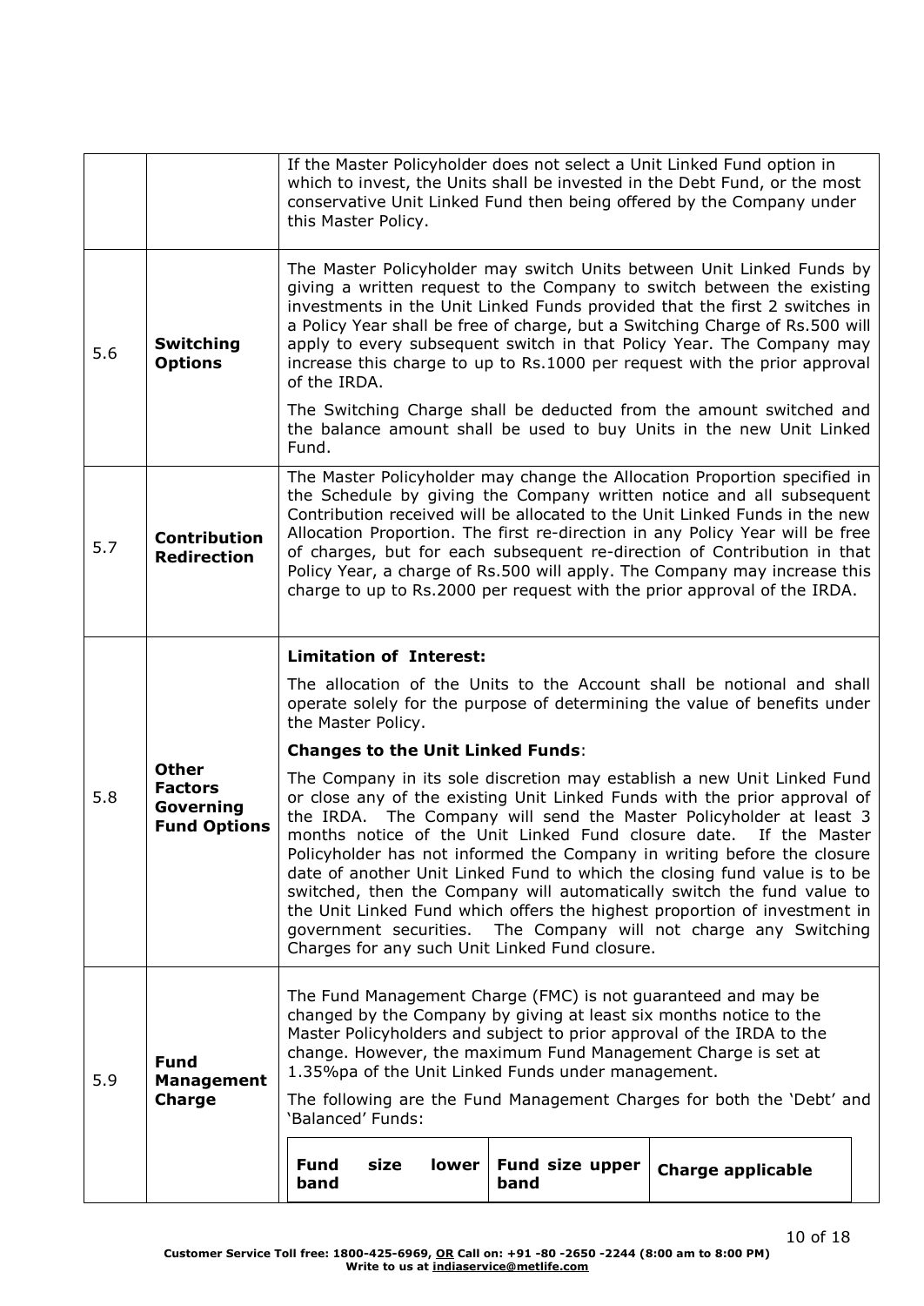| | | |
|---|---|---|
| | | If the Master Policyholder does not select a Unit Linked Fund option in which to invest, the Units shall be invested in the Debt Fund, or the most conservative Unit Linked Fund then being offered by the Company under this Master Policy. |
| 5.6 | **Switching Options** | The Master Policyholder may switch Units between Unit Linked Funds by giving a written request to the Company to switch between the existing investments in the Unit Linked Funds provided that the first 2 switches in a Policy Year shall be free of charge, but a Switching Charge of Rs.500 will apply to every subsequent switch in that Policy Year. The Company may increase this charge to up to Rs.1000 per request with the prior approval of the IRDA.<br><br>The Switching Charge shall be deducted from the amount switched and the balance amount shall be used to buy Units in the new Unit Linked Fund. |
| 5.7 | **Contribution Redirection** | The Master Policyholder may change the Allocation Proportion specified in the Schedule by giving the Company written notice and all subsequent Contribution received will be allocated to the Unit Linked Funds in the new Allocation Proportion. The first re-direction in any Policy Year will be free of charges, but for each subsequent re-direction of Contribution in that Policy Year, a charge of Rs.500 will apply. The Company may increase this charge to up to Rs.2000 per request with the prior approval of the IRDA. |
| 5.8 | **Other Factors Governing Fund Options** | **Limitation of Interest:**<br><br>The allocation of the Units to the Account shall be notional and shall operate solely for the purpose of determining the value of benefits under the Master Policy.<br><br>**Changes to the Unit Linked Funds**:<br><br>The Company in its sole discretion may establish a new Unit Linked Fund or close any of the existing Unit Linked Funds with the prior approval of the IRDA. The Company will send the Master Policyholder at least 3 months notice of the Unit Linked Fund closure date. If the Master Policyholder has not informed the Company in writing before the closure date of another Unit Linked Fund to which the closing fund value is to be switched, then the Company will automatically switch the fund value to the Unit Linked Fund which offers the highest proportion of investment in government securities. The Company will not charge any Switching Charges for any such Unit Linked Fund closure. |
| 5.9 | **Fund Management Charge** | The Fund Management Charge (FMC) is not guaranteed and may be changed by the Company by giving at least six months notice to the Master Policyholders and subject to prior approval of the IRDA to the change. However, the maximum Fund Management Charge is set at 1.35%pa of the Unit Linked Funds under management.<br><br>The following are the Fund Management Charges for both the 'Debt' and 'Balanced' Funds: |

| Fund size lower band | Fund size upper band | Charge applicable |
|---|---|---|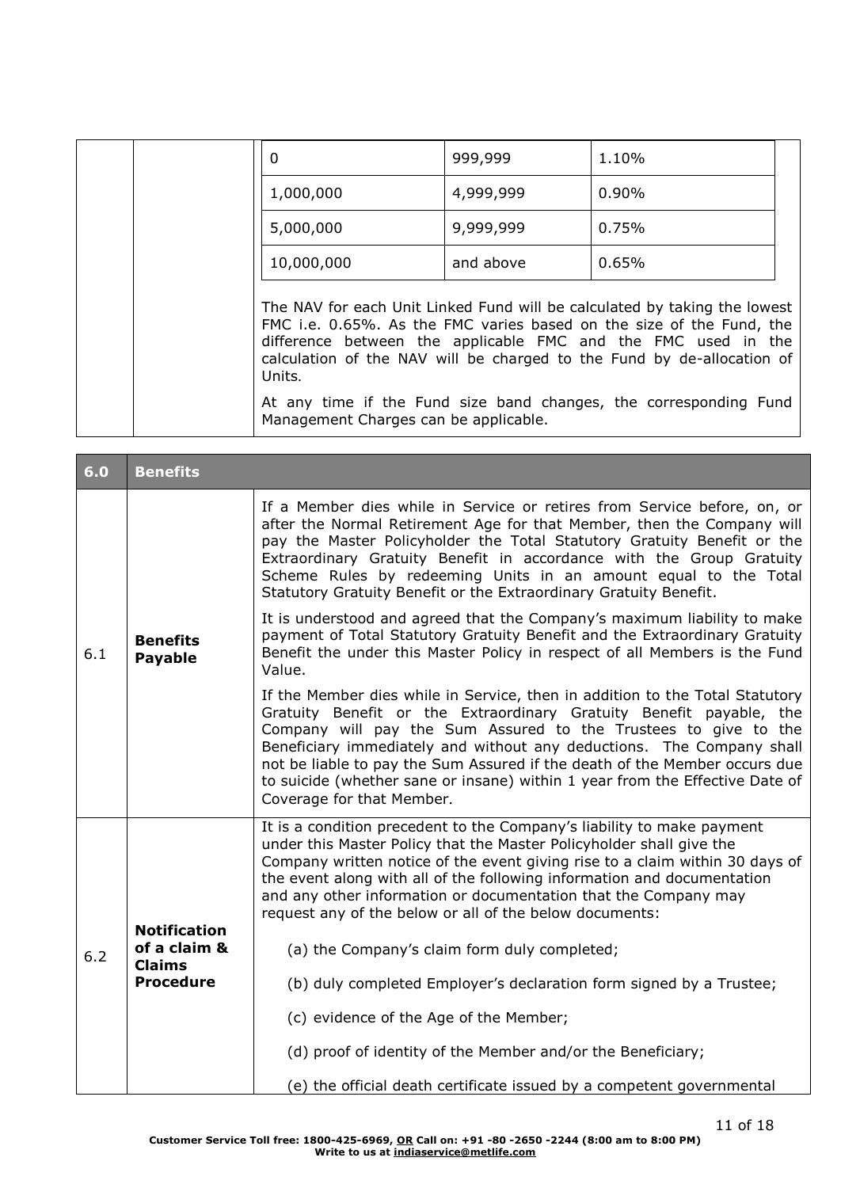| | | |
|---|---|---|
| 0 | 999,999 | 1.10% |
| 1,000,000 | 4,999,999 | 0.90% |
| 5,000,000 | 9,999,999 | 0.75% |
| 10,000,000 | and above | 0.65% |

The NAV for each Unit Linked Fund will be calculated by taking the lowest FMC i.e. 0.65%. As the FMC varies based on the size of the Fund, the difference between the applicable FMC and the FMC used in the calculation of the NAV will be charged to the Fund by de-allocation of Units.

At any time if the Fund size band changes, the corresponding Fund Management Charges can be applicable.

| 6.0 | Benefits | |
|---|---|---|
| 6.1 | **Benefits Payable** | If a Member dies while in Service or retires from Service before, on, or after the Normal Retirement Age for that Member, then the Company will pay the Master Policyholder the Total Statutory Gratuity Benefit or the Extraordinary Gratuity Benefit in accordance with the Group Gratuity Scheme Rules by redeeming Units in an amount equal to the Total Statutory Gratuity Benefit or the Extraordinary Gratuity Benefit.<br><br>It is understood and agreed that the Company's maximum liability to make payment of Total Statutory Gratuity Benefit and the Extraordinary Gratuity Benefit the under this Master Policy in respect of all Members is the Fund Value.<br><br>If the Member dies while in Service, then in addition to the Total Statutory Gratuity Benefit or the Extraordinary Gratuity Benefit payable, the Company will pay the Sum Assured to the Trustees to give to the Beneficiary immediately and without any deductions. The Company shall not be liable to pay the Sum Assured if the death of the Member occurs due to suicide (whether sane or insane) within 1 year from the Effective Date of Coverage for that Member. |
| 6.2 | **Notification of a claim & Claims Procedure** | It is a condition precedent to the Company's liability to make payment under this Master Policy that the Master Policyholder shall give the Company written notice of the event giving rise to a claim within 30 days of the event along with all of the following information and documentation and any other information or documentation that the Company may request any of the below or all of the below documents:<br><br>(a) the Company's claim form duly completed;<br><br>(b) duly completed Employer's declaration form signed by a Trustee;<br><br>(c) evidence of the Age of the Member;<br><br>(d) proof of identity of the Member and/or the Beneficiary;<br><br>(e) the official death certificate issued by a competent governmental |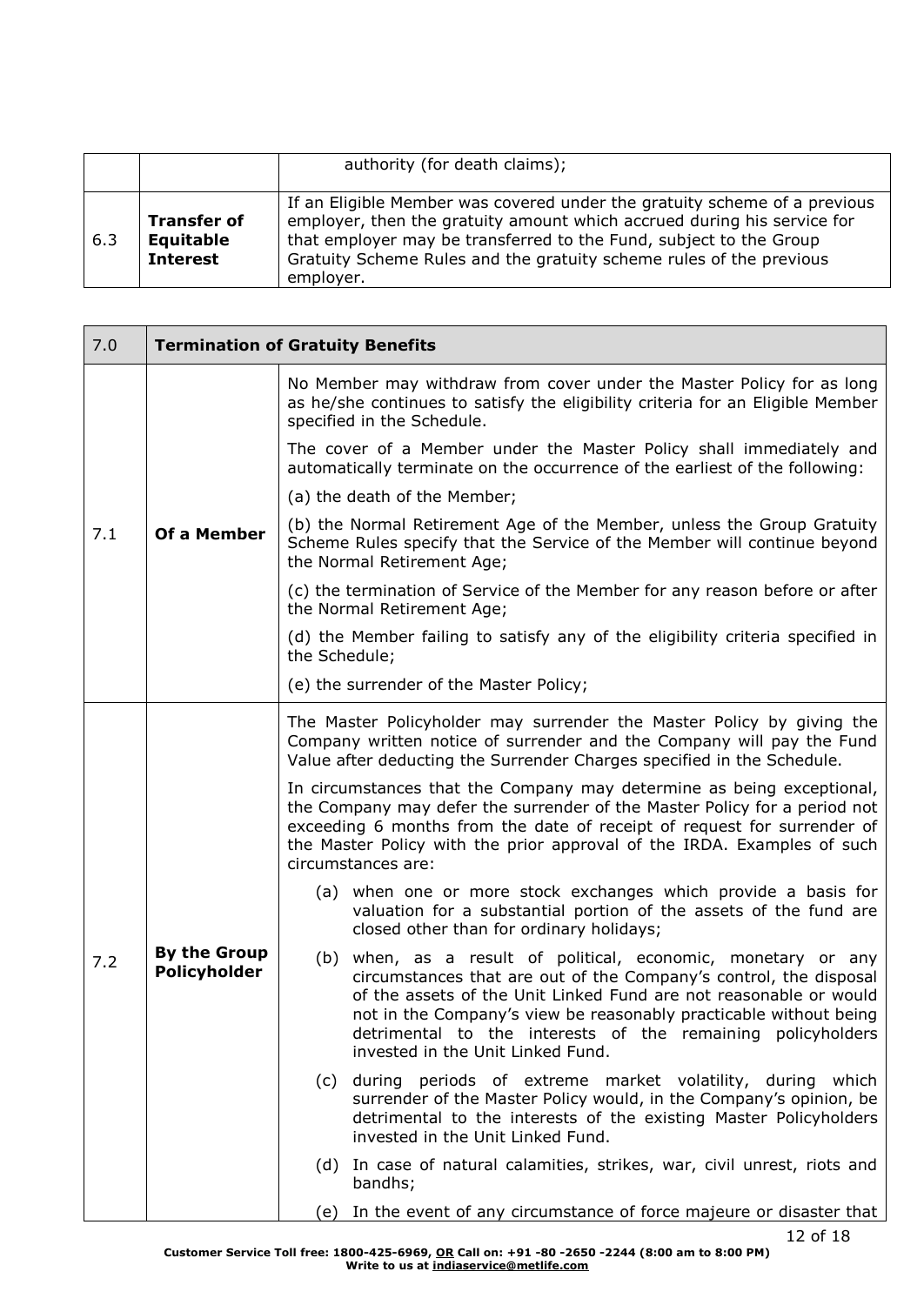| | | |
|---|---|---|
| | | authority (for death claims); |
| 6.3 | **Transfer of Equitable Interest** | If an Eligible Member was covered under the gratuity scheme of a previous employer, then the gratuity amount which accrued during his service for that employer may be transferred to the Fund, subject to the Group Gratuity Scheme Rules and the gratuity scheme rules of the previous employer. |

| 7.0 | **Termination of Gratuity Benefits** | |
|---|---|---|
| 7.1 | **Of a Member** | No Member may withdraw from cover under the Master Policy for as long as he/she continues to satisfy the eligibility criteria for an Eligible Member specified in the Schedule.<br><br>The cover of a Member under the Master Policy shall immediately and automatically terminate on the occurrence of the earliest of the following:<br><br>(a) the death of the Member;<br><br>(b) the Normal Retirement Age of the Member, unless the Group Gratuity Scheme Rules specify that the Service of the Member will continue beyond the Normal Retirement Age;<br><br>(c) the termination of Service of the Member for any reason before or after the Normal Retirement Age;<br><br>(d) the Member failing to satisfy any of the eligibility criteria specified in the Schedule;<br><br>(e) the surrender of the Master Policy; |
| 7.2 | **By the Group Policyholder** | The Master Policyholder may surrender the Master Policy by giving the Company written notice of surrender and the Company will pay the Fund Value after deducting the Surrender Charges specified in the Schedule.<br><br>In circumstances that the Company may determine as being exceptional, the Company may defer the surrender of the Master Policy for a period not exceeding 6 months from the date of receipt of request for surrender of the Master Policy with the prior approval of the IRDA. Examples of such circumstances are:<br><br>(a) when one or more stock exchanges which provide a basis for valuation for a substantial portion of the assets of the fund are closed other than for ordinary holidays;<br><br>(b) when, as a result of political, economic, monetary or any circumstances that are out of the Company's control, the disposal of the assets of the Unit Linked Fund are not reasonable or would not in the Company's view be reasonably practicable without being detrimental to the interests of the remaining policyholders invested in the Unit Linked Fund.<br><br>(c) during periods of extreme market volatility, during which surrender of the Master Policy would, in the Company's opinion, be detrimental to the interests of the existing Master Policyholders invested in the Unit Linked Fund.<br><br>(d) In case of natural calamities, strikes, war, civil unrest, riots and bandhs;<br><br>(e) In the event of any circumstance of force majeure or disaster that |

**Customer Service Toll free: 1800-425-6969, OR Call on: +91 -80 -2650 -2244 (8:00 am to 8:00 PM)**
**Write to us at indiaservice@metlife.com**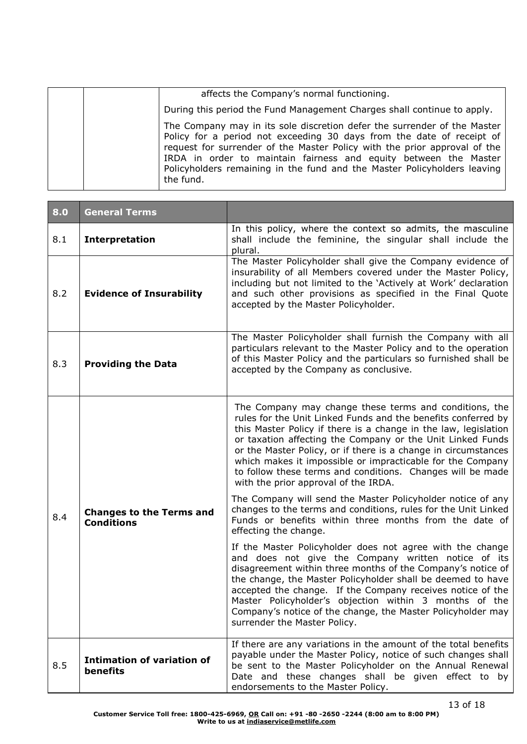| | | |
|---|---|---|
| | | affects the Company's normal functioning.<br><br>During this period the Fund Management Charges shall continue to apply.<br><br>The Company may in its sole discretion defer the surrender of the Master Policy for a period not exceeding 30 days from the date of receipt of request for surrender of the Master Policy with the prior approval of the IRDA in order to maintain fairness and equity between the Master Policyholders remaining in the fund and the Master Policyholders leaving the fund. |

| **8.0** | **General Terms** | |
|---|---|---|
| 8.1 | **Interpretation** | In this policy, where the context so admits, the masculine shall include the feminine, the singular shall include the plural. |
| 8.2 | **Evidence of Insurability** | The Master Policyholder shall give the Company evidence of insurability of all Members covered under the Master Policy, including but not limited to the 'Actively at Work' declaration and such other provisions as specified in the Final Quote accepted by the Master Policyholder. |
| 8.3 | **Providing the Data** | The Master Policyholder shall furnish the Company with all particulars relevant to the Master Policy and to the operation of this Master Policy and the particulars so furnished shall be accepted by the Company as conclusive. |
| 8.4 | **Changes to the Terms and Conditions** | The Company may change these terms and conditions, the rules for the Unit Linked Funds and the benefits conferred by this Master Policy if there is a change in the law, legislation or taxation affecting the Company or the Unit Linked Funds or the Master Policy, or if there is a change in circumstances which makes it impossible or impracticable for the Company to follow these terms and conditions. Changes will be made with the prior approval of the IRDA.<br><br>The Company will send the Master Policyholder notice of any changes to the terms and conditions, rules for the Unit Linked Funds or benefits within three months from the date of effecting the change.<br><br>If the Master Policyholder does not agree with the change and does not give the Company written notice of its disagreement within three months of the Company's notice of the change, the Master Policyholder shall be deemed to have accepted the change. If the Company receives notice of the Master Policyholder's objection within 3 months of the Company's notice of the change, the Master Policyholder may surrender the Master Policy. |
| 8.5 | **Intimation of variation of benefits** | If there are any variations in the amount of the total benefits payable under the Master Policy, notice of such changes shall be sent to the Master Policyholder on the Annual Renewal Date and these changes shall be given effect to by endorsements to the Master Policy. |

**Customer Service Toll free: 1800-425-6969, OR Call on: +91 -80 -2650 -2244 (8:00 am to 8:00 PM)**
**Write to us at indiaservice@metlife.com**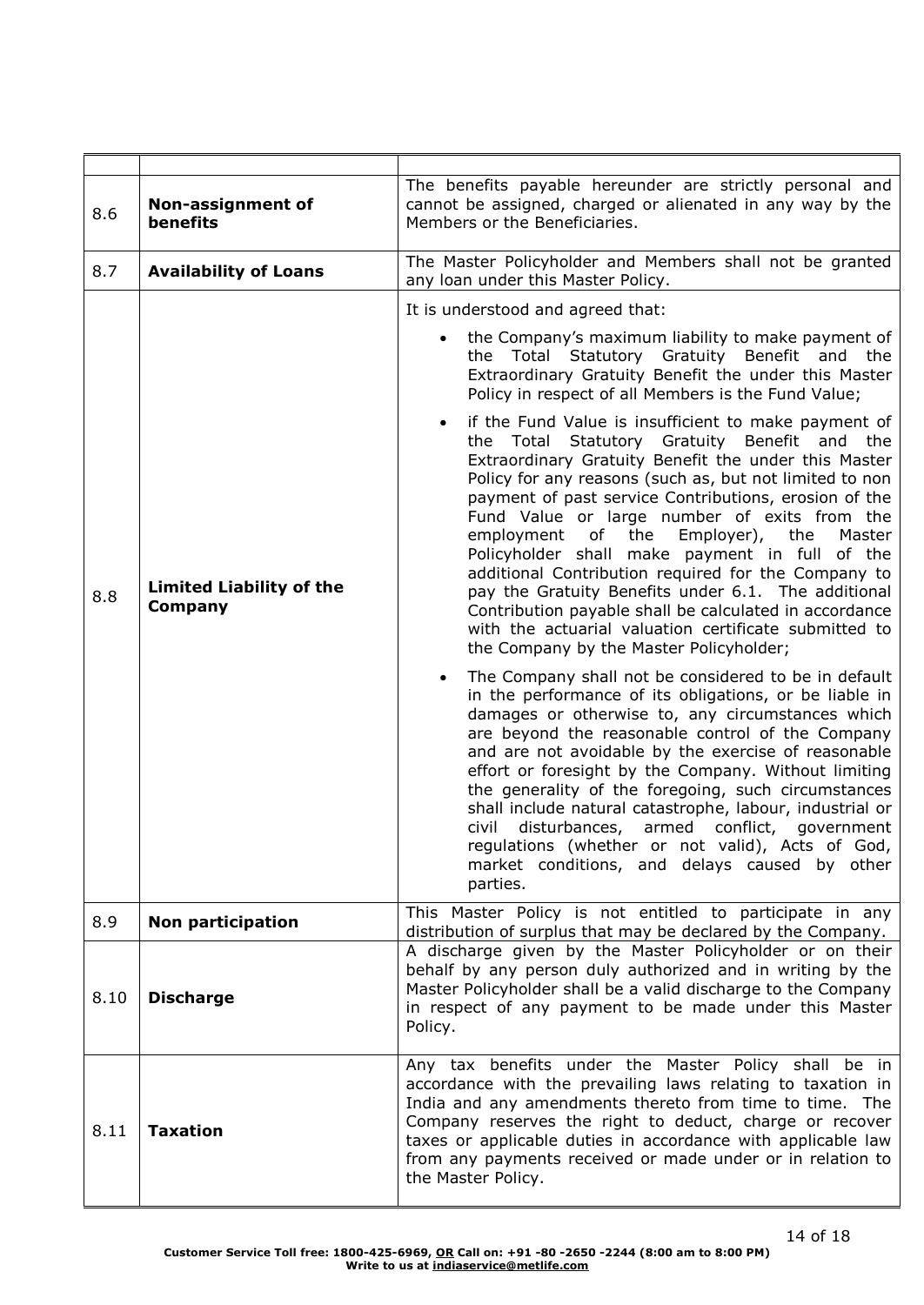| | | |
|---|---|---|
| 8.6 | **Non-assignment of benefits** | The benefits payable hereunder are strictly personal and cannot be assigned, charged or alienated in any way by the Members or the Beneficiaries. |
| 8.7 | **Availability of Loans** | The Master Policyholder and Members shall not be granted any loan under this Master Policy. |
| 8.8 | **Limited Liability of the Company** | It is understood and agreed that:<br>• the Company's maximum liability to make payment of the Total Statutory Gratuity Benefit and the Extraordinary Gratuity Benefit the under this Master Policy in respect of all Members is the Fund Value;<br>• if the Fund Value is insufficient to make payment of the Total Statutory Gratuity Benefit and the Extraordinary Gratuity Benefit the under this Master Policy for any reasons (such as, but not limited to non payment of past service Contributions, erosion of the Fund Value or large number of exits from the employment of the Employer), the Master Policyholder shall make payment in full of the additional Contribution required for the Company to pay the Gratuity Benefits under 6.1. The additional Contribution payable shall be calculated in accordance with the actuarial valuation certificate submitted to the Company by the Master Policyholder;<br>• The Company shall not be considered to be in default in the performance of its obligations, or be liable in damages or otherwise to, any circumstances which are beyond the reasonable control of the Company and are not avoidable by the exercise of reasonable effort or foresight by the Company. Without limiting the generality of the foregoing, such circumstances shall include natural catastrophe, labour, industrial or civil disturbances, armed conflict, government regulations (whether or not valid), Acts of God, market conditions, and delays caused by other parties. |
| 8.9 | **Non participation** | This Master Policy is not entitled to participate in any distribution of surplus that may be declared by the Company. |
| 8.10 | **Discharge** | A discharge given by the Master Policyholder or on their behalf by any person duly authorized and in writing by the Master Policyholder shall be a valid discharge to the Company in respect of any payment to be made under this Master Policy. |
| 8.11 | **Taxation** | Any tax benefits under the Master Policy shall be in accordance with the prevailing laws relating to taxation in India and any amendments thereto from time to time. The Company reserves the right to deduct, charge or recover taxes or applicable duties in accordance with applicable law from any payments received or made under or in relation to the Master Policy. |

**Customer Service Toll free: 1800-425-6969, OR Call on: +91 -80 -2650 -2244 (8:00 am to 8:00 PM)**
**Write to us at indiaservice@metlife.com**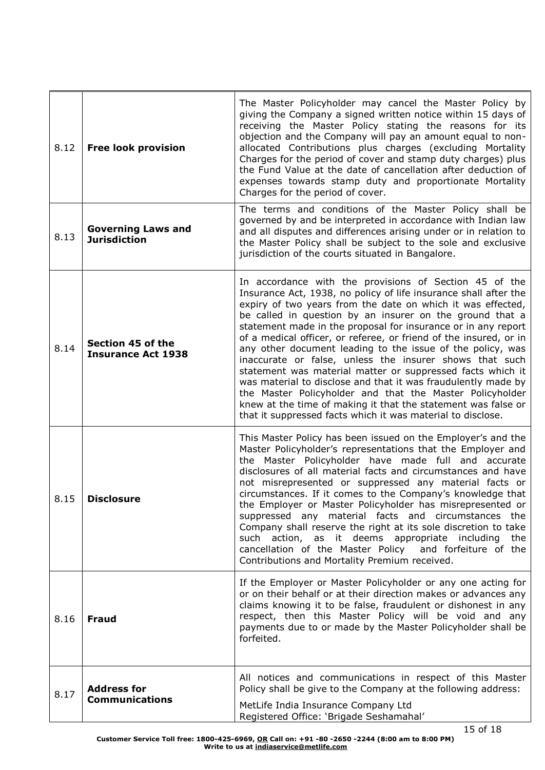| | | |
|---|---|---|
| 8.12 | **Free look provision** | The Master Policyholder may cancel the Master Policy by giving the Company a signed written notice within 15 days of receiving the Master Policy stating the reasons for its objection and the Company will pay an amount equal to non-allocated Contributions plus charges (excluding Mortality Charges for the period of cover and stamp duty charges) plus the Fund Value at the date of cancellation after deduction of expenses towards stamp duty and proportionate Mortality Charges for the period of cover. |
| 8.13 | **Governing Laws and Jurisdiction** | The terms and conditions of the Master Policy shall be governed by and be interpreted in accordance with Indian law and all disputes and differences arising under or in relation to the Master Policy shall be subject to the sole and exclusive jurisdiction of the courts situated in Bangalore. |
| 8.14 | **Section 45 of the Insurance Act 1938** | In accordance with the provisions of Section 45 of the Insurance Act, 1938, no policy of life insurance shall after the expiry of two years from the date on which it was effected, be called in question by an insurer on the ground that a statement made in the proposal for insurance or in any report of a medical officer, or referee, or friend of the insured, or in any other document leading to the issue of the policy, was inaccurate or false, unless the insurer shows that such statement was material matter or suppressed facts which it was material to disclose and that it was fraudulently made by the Master Policyholder and that the Master Policyholder knew at the time of making it that the statement was false or that it suppressed facts which it was material to disclose. |
| 8.15 | **Disclosure** | This Master Policy has been issued on the Employer's and the Master Policyholder's representations that the Employer and the Master Policyholder have made full and accurate disclosures of all material facts and circumstances and have not misrepresented or suppressed any material facts or circumstances. If it comes to the Company's knowledge that the Employer or Master Policyholder has misrepresented or suppressed any material facts and circumstances the Company shall reserve the right at its sole discretion to take such action, as it deems appropriate including the cancellation of the Master Policy and forfeiture of the Contributions and Mortality Premium received. |
| 8.16 | **Fraud** | If the Employer or Master Policyholder or any one acting for or on their behalf or at their direction makes or advances any claims knowing it to be false, fraudulent or dishonest in any respect, then this Master Policy will be void and any payments due to or made by the Master Policyholder shall be forfeited. |
| 8.17 | **Address for Communications** | All notices and communications in respect of this Master Policy shall be give to the Company at the following address:<br>MetLife India Insurance Company Ltd<br>Registered Office: 'Brigade Seshamahal' |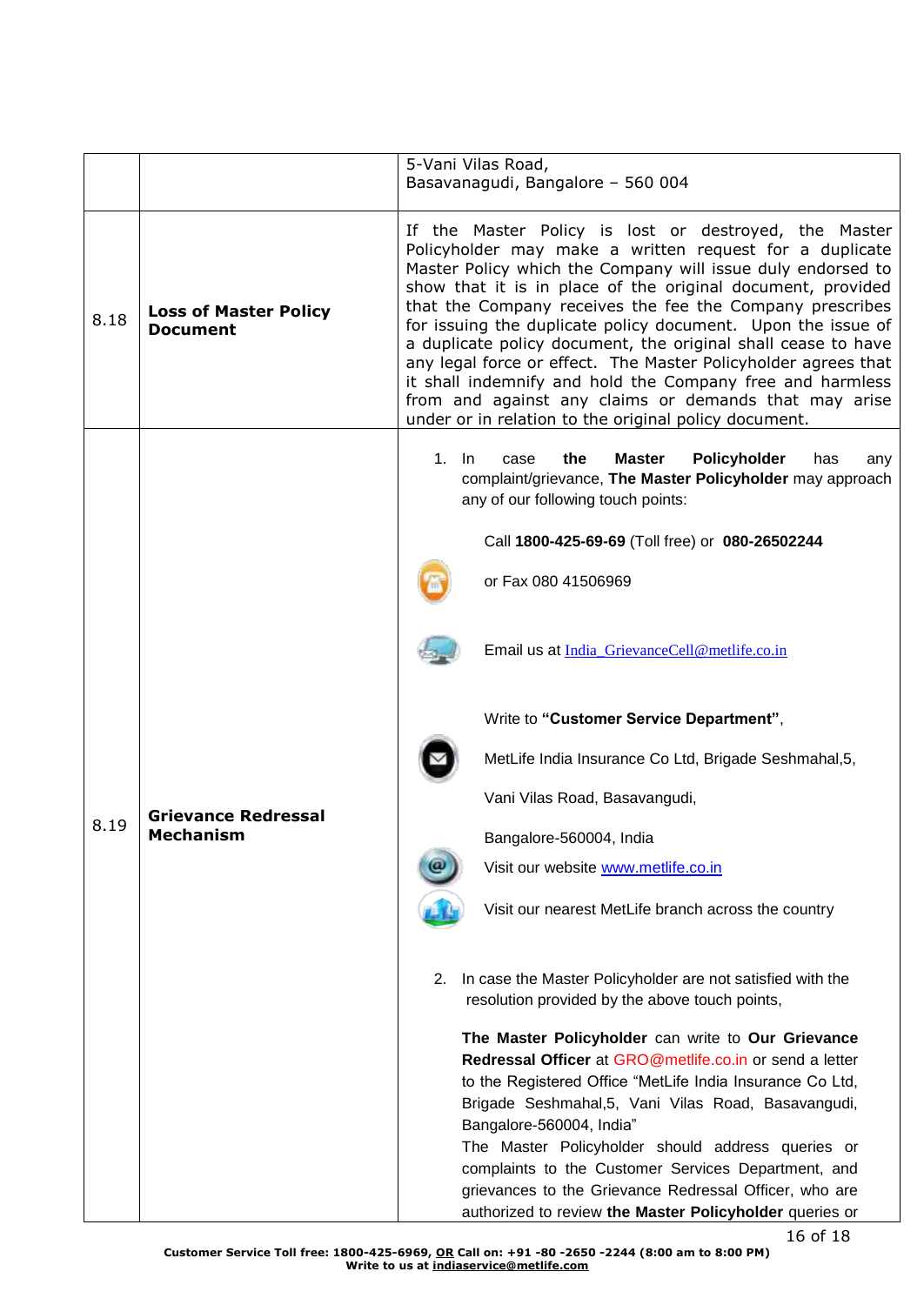| | | |
|---|---|---|
| | | 5-Vani Vilas Road, Basavanagudi, Bangalore – 560 004 |
| 8.18 | **Loss of Master Policy Document** | If the Master Policy is lost or destroyed, the Master Policyholder may make a written request for a duplicate Master Policy which the Company will issue duly endorsed to show that it is in place of the original document, provided that the Company receives the fee the Company prescribes for issuing the duplicate policy document. Upon the issue of a duplicate policy document, the original shall cease to have any legal force or effect. The Master Policyholder agrees that it shall indemnify and hold the Company free and harmless from and against any claims or demands that may arise under or in relation to the original policy document. |
| 8.19 | **Grievance Redressal Mechanism** | 1. In case **the Master Policyholder** has any complaint/grievance, **The Master Policyholder** may approach any of our following touch points:<br><br>Call **1800-425-69-69** (Toll free) or **080-26502244**<br>or Fax 080 41506969<br><br>Email us at India_GrievanceCell@metlife.co.in<br><br>Write to **"Customer Service Department"**,<br>MetLife India Insurance Co Ltd, Brigade Seshmahal,5,<br>Vani Vilas Road, Basavangudi,<br>Bangalore-560004, India<br><br>Visit our website www.metlife.co.in<br><br>Visit our nearest MetLife branch across the country<br><br>2. In case the Master Policyholder are not satisfied with the resolution provided by the above touch points,<br><br>**The Master Policyholder** can write to **Our Grievance Redressal Officer** at GRO@metlife.co.in or send a letter to the Registered Office "MetLife India Insurance Co Ltd, Brigade Seshmahal,5, Vani Vilas Road, Basavangudi, Bangalore-560004, India"<br>The Master Policyholder should address queries or complaints to the Customer Services Department, and grievances to the Grievance Redressal Officer, who are authorized to review **the Master Policyholder** queries or |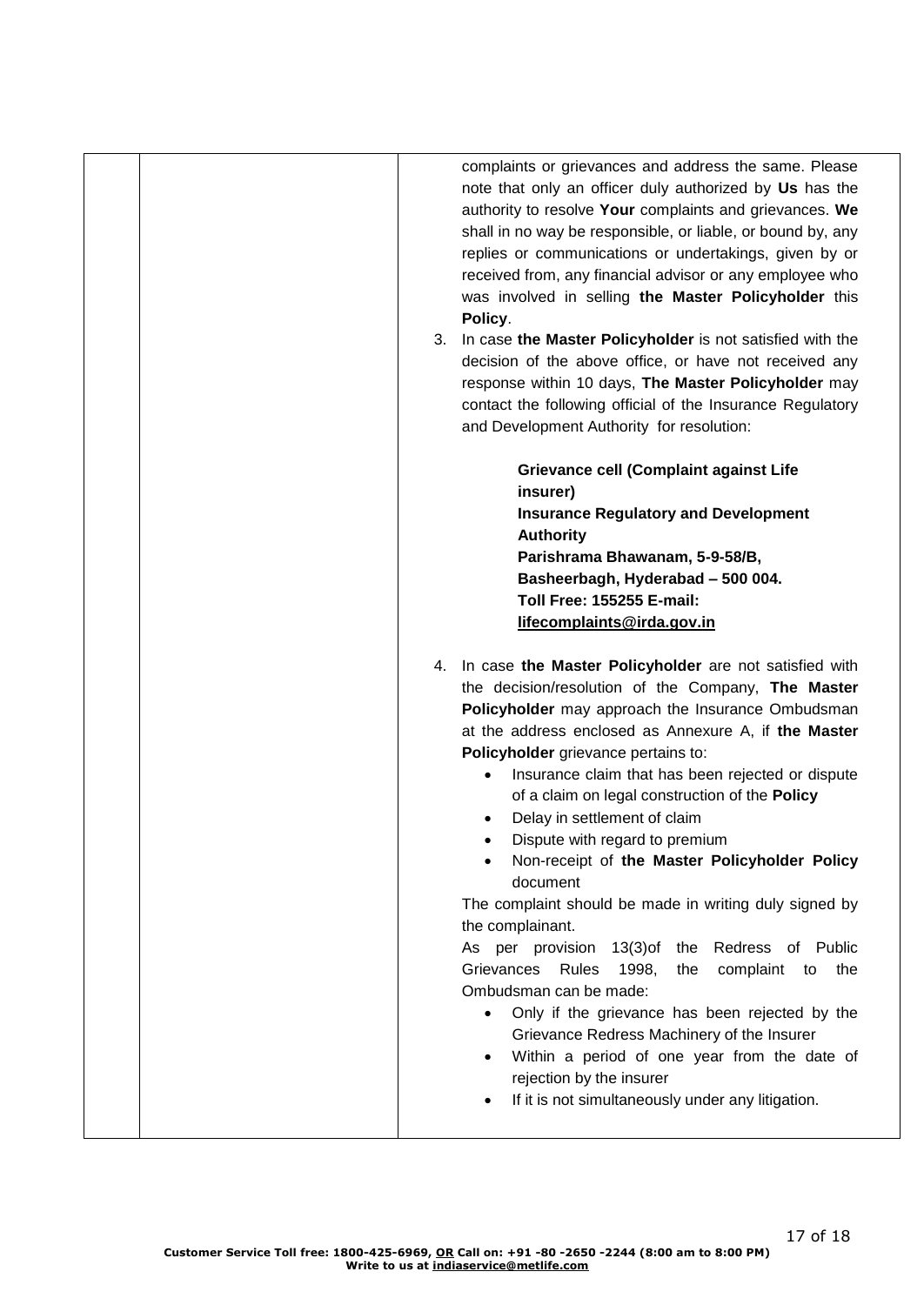| | | |
|---|---|---|
| | | complaints or grievances and address the same. Please note that only an officer duly authorized by **Us** has the authority to resolve **Your** complaints and grievances. **We** shall in no way be responsible, or liable, or bound by, any replies or communications or undertakings, given by or received from, any financial advisor or any employee who was involved in selling **the Master Policyholder** this **Policy**.<br>3. In case **the Master Policyholder** is not satisfied with the decision of the above office, or have not received any response within 10 days, **The Master Policyholder** may contact the following official of the Insurance Regulatory and Development Authority for resolution:<br><br>**Grievance cell (Complaint against Life insurer)**<br>**Insurance Regulatory and Development Authority**<br>**Parishrama Bhawanam, 5-9-58/B,**<br>**Basheerbagh, Hyderabad – 500 004.**<br>**Toll Free: 155255 E-mail: lifecomplaints@irda.gov.in**<br><br>4. In case **the Master Policyholder** are not satisfied with the decision/resolution of the Company, **The Master Policyholder** may approach the Insurance Ombudsman at the address enclosed as Annexure A, if **the Master Policyholder** grievance pertains to:<br>• Insurance claim that has been rejected or dispute of a claim on legal construction of the **Policy**<br>• Delay in settlement of claim<br>• Dispute with regard to premium<br>• Non-receipt of **the Master Policyholder Policy** document<br>The complaint should be made in writing duly signed by the complainant.<br>As per provision 13(3)of the Redress of Public Grievances Rules 1998, the complaint to the Ombudsman can be made:<br>• Only if the grievance has been rejected by the Grievance Redress Machinery of the Insurer<br>• Within a period of one year from the date of rejection by the insurer<br>• If it is not simultaneously under any litigation. |